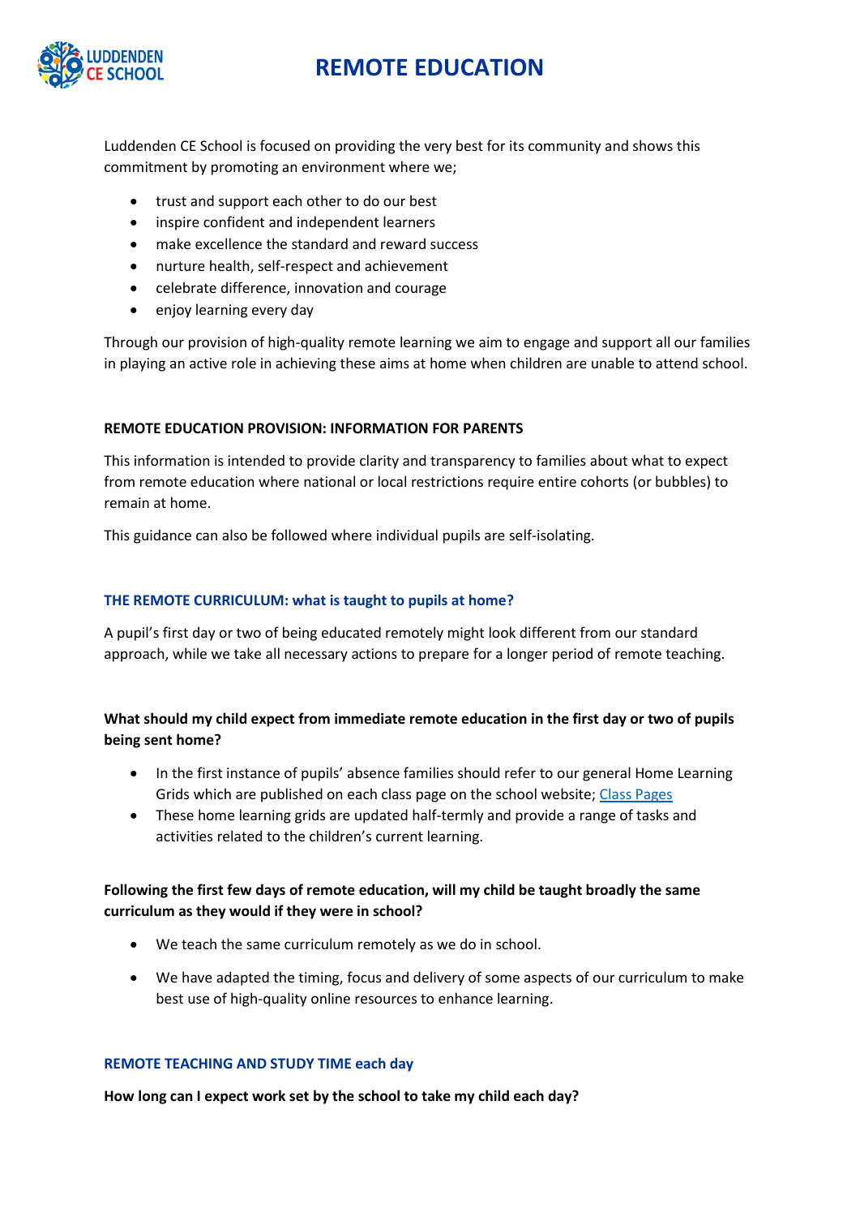# REMOTE EDUCATION

Luddenden CE School is focused on providing the very best for its community and shows this commitment by promoting an environment where we;

- trust and support each other to do our best
- inspire confident and independent learners
- make excellence the standard and reward success
- nurture health, self-respect and achievement
- celebrate difference, innovation and courage
- enjoy learning every day

Through our provision of high-quality remote learning we aim to engage and support all our families in playing an active role in achieving these aims at home when children are unable to attend school.

## REMOTE EDUCATION PROVISION: INFORMATION FOR PARENTS

This information is intended to provide clarity and transparency to families about what to expect from remote education where national or local restrictions require entire cohorts (or bubbles) to remain at home.

This guidance can also be followed where individual pupils are self-isolating.

## THE REMOTE CURRICULUM: what is taught to pupils at home?

A pupil's first day or two of being educated remotely might look different from our standard approach, while we take all necessary actions to prepare for a longer period of remote teaching.

**What should my child expect from immediate remote education in the first day or two of pupils being sent home?**

- In the first instance of pupils' absence families should refer to our general Home Learning Grids which are published on each class page on the school website; Class Pages
- These home learning grids are updated half-termly and provide a range of tasks and activities related to the children's current learning.

**Following the first few days of remote education, will my child be taught broadly the same curriculum as they would if they were in school?**

- We teach the same curriculum remotely as we do in school.
- We have adapted the timing, focus and delivery of some aspects of our curriculum to make best use of high-quality online resources to enhance learning.

## REMOTE TEACHING AND STUDY TIME each day

**How long can I expect work set by the school to take my child each day?**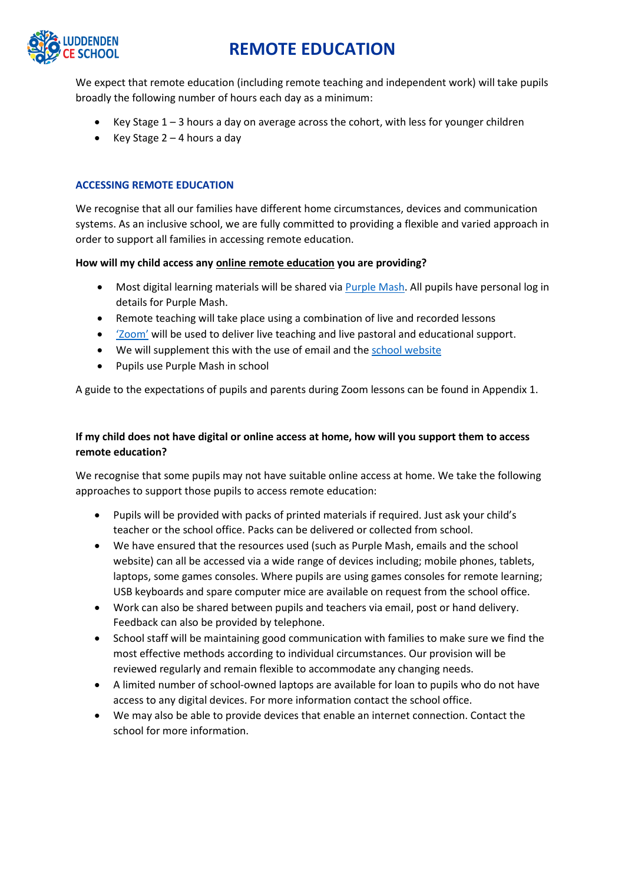We expect that remote education (including remote teaching and independent work) will take pupils broadly the following number of hours each day as a minimum:

- Key Stage 1 – 3 hours a day on average across the cohort, with less for younger children
- Key Stage 2 – 4 hours a day

### ACCESSING REMOTE EDUCATION

We recognise that all our families have different home circumstances, devices and communication systems. As an inclusive school, we are fully committed to providing a flexible and varied approach in order to support all families in accessing remote education.

**How will my child access any online remote education you are providing?**

- Most digital learning materials will be shared via Purple Mash. All pupils have personal log in details for Purple Mash.
- Remote teaching will take place using a combination of live and recorded lessons
- 'Zoom' will be used to deliver live teaching and live pastoral and educational support.
- We will supplement this with the use of email and the school website
- Pupils use Purple Mash in school

A guide to the expectations of pupils and parents during Zoom lessons can be found in Appendix 1.

**If my child does not have digital or online access at home, how will you support them to access remote education?**

We recognise that some pupils may not have suitable online access at home. We take the following approaches to support those pupils to access remote education:

- Pupils will be provided with packs of printed materials if required. Just ask your child's teacher or the school office. Packs can be delivered or collected from school.
- We have ensured that the resources used (such as Purple Mash, emails and the school website) can all be accessed via a wide range of devices including; mobile phones, tablets, laptops, some games consoles. Where pupils are using games consoles for remote learning; USB keyboards and spare computer mice are available on request from the school office.
- Work can also be shared between pupils and teachers via email, post or hand delivery. Feedback can also be provided by telephone.
- School staff will be maintaining good communication with families to make sure we find the most effective methods according to individual circumstances. Our provision will be reviewed regularly and remain flexible to accommodate any changing needs.
- A limited number of school-owned laptops are available for loan to pupils who do not have access to any digital devices. For more information contact the school office.
- We may also be able to provide devices that enable an internet connection. Contact the school for more information.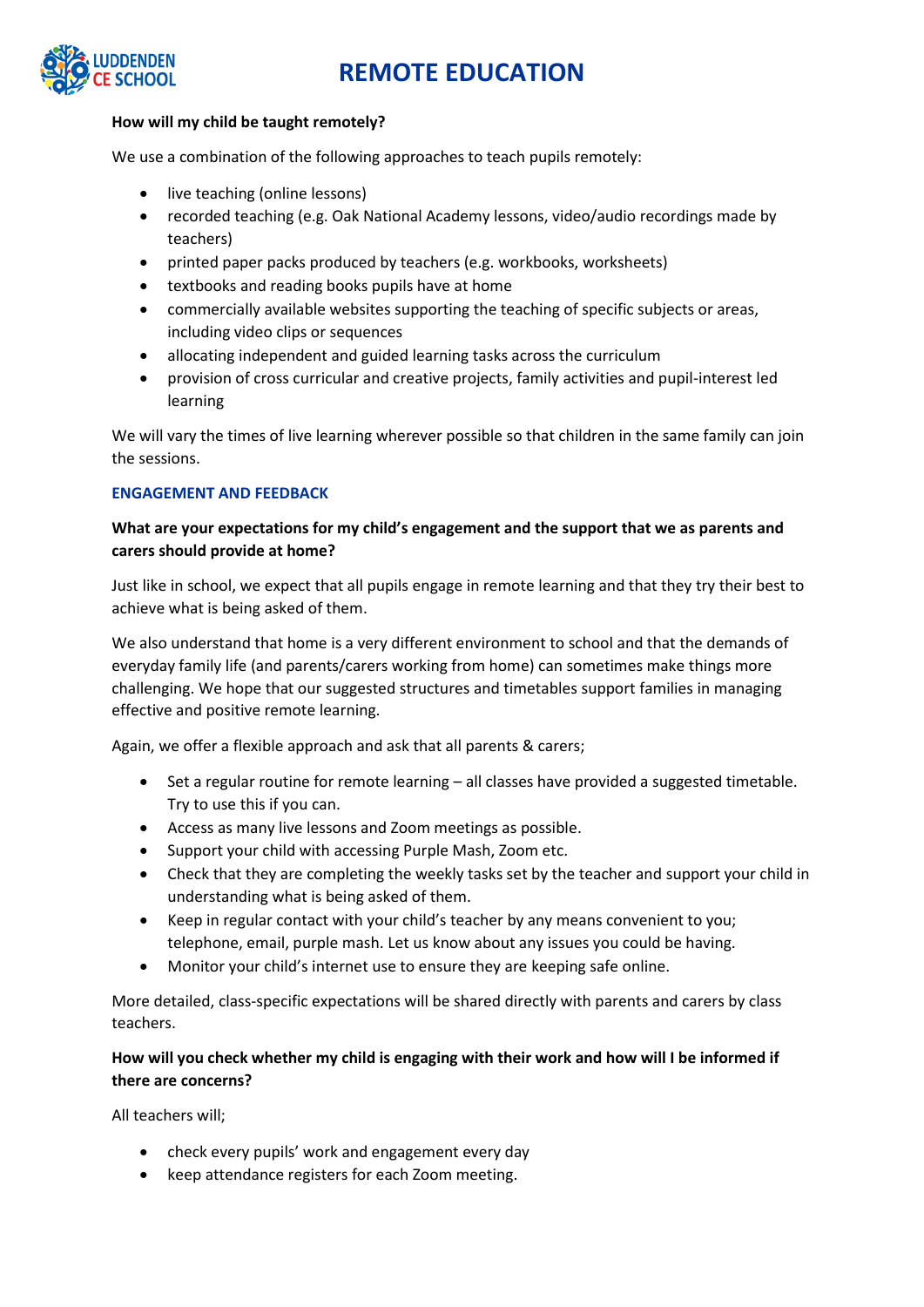# REMOTE EDUCATION

**How will my child be taught remotely?**

We use a combination of the following approaches to teach pupils remotely:

- live teaching (online lessons)
- recorded teaching (e.g. Oak National Academy lessons, video/audio recordings made by teachers)
- printed paper packs produced by teachers (e.g. workbooks, worksheets)
- textbooks and reading books pupils have at home
- commercially available websites supporting the teaching of specific subjects or areas, including video clips or sequences
- allocating independent and guided learning tasks across the curriculum
- provision of cross curricular and creative projects, family activities and pupil-interest led learning

We will vary the times of live learning wherever possible so that children in the same family can join the sessions.

## ENGAGEMENT AND FEEDBACK

**What are your expectations for my child's engagement and the support that we as parents and carers should provide at home?**

Just like in school, we expect that all pupils engage in remote learning and that they try their best to achieve what is being asked of them.

We also understand that home is a very different environment to school and that the demands of everyday family life (and parents/carers working from home) can sometimes make things more challenging. We hope that our suggested structures and timetables support families in managing effective and positive remote learning.

Again, we offer a flexible approach and ask that all parents & carers;

- Set a regular routine for remote learning – all classes have provided a suggested timetable. Try to use this if you can.
- Access as many live lessons and Zoom meetings as possible.
- Support your child with accessing Purple Mash, Zoom etc.
- Check that they are completing the weekly tasks set by the teacher and support your child in understanding what is being asked of them.
- Keep in regular contact with your child's teacher by any means convenient to you; telephone, email, purple mash. Let us know about any issues you could be having.
- Monitor your child's internet use to ensure they are keeping safe online.

More detailed, class-specific expectations will be shared directly with parents and carers by class teachers.

**How will you check whether my child is engaging with their work and how will I be informed if there are concerns?**

All teachers will;

- check every pupils' work and engagement every day
- keep attendance registers for each Zoom meeting.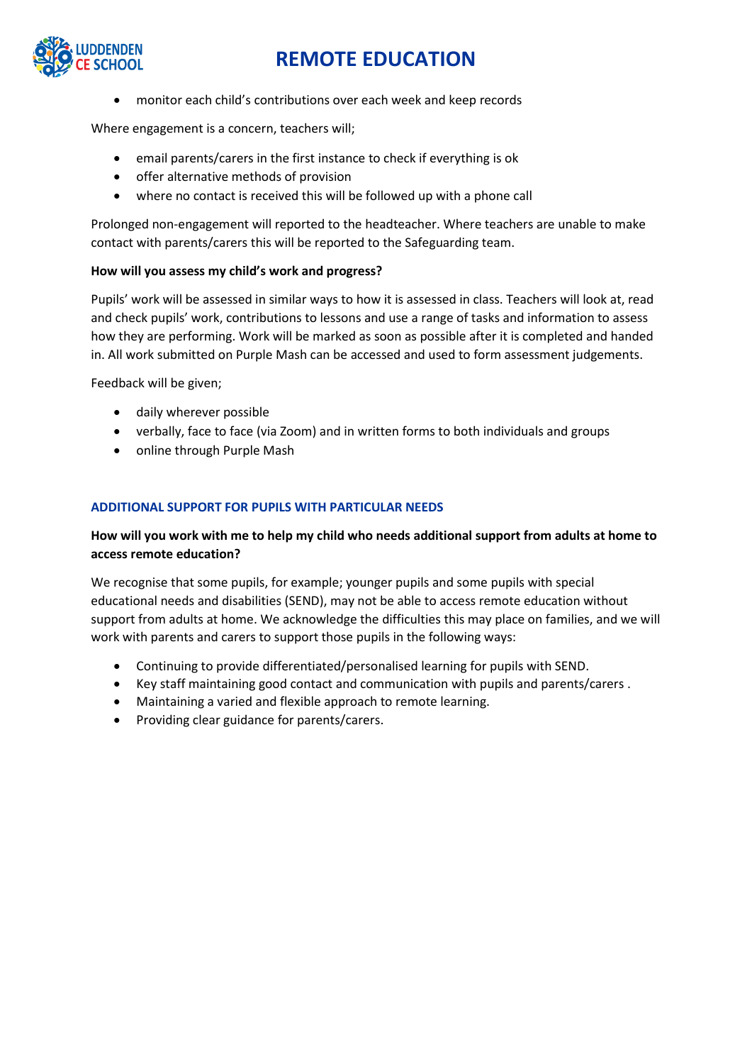- monitor each child's contributions over each week and keep records

Where engagement is a concern, teachers will;

- email parents/carers in the first instance to check if everything is ok
- offer alternative methods of provision
- where no contact is received this will be followed up with a phone call

Prolonged non-engagement will reported to the headteacher. Where teachers are unable to make contact with parents/carers this will be reported to the Safeguarding team.

**How will you assess my child's work and progress?**

Pupils' work will be assessed in similar ways to how it is assessed in class. Teachers will look at, read and check pupils' work, contributions to lessons and use a range of tasks and information to assess how they are performing. Work will be marked as soon as possible after it is completed and handed in. All work submitted on Purple Mash can be accessed and used to form assessment judgements.

Feedback will be given;

- daily wherever possible
- verbally, face to face (via Zoom) and in written forms to both individuals and groups
- online through Purple Mash

## ADDITIONAL SUPPORT FOR PUPILS WITH PARTICULAR NEEDS

**How will you work with me to help my child who needs additional support from adults at home to access remote education?**

We recognise that some pupils, for example; younger pupils and some pupils with special educational needs and disabilities (SEND), may not be able to access remote education without support from adults at home. We acknowledge the difficulties this may place on families, and we will work with parents and carers to support those pupils in the following ways:

- Continuing to provide differentiated/personalised learning for pupils with SEND.
- Key staff maintaining good contact and communication with pupils and parents/carers .
- Maintaining a varied and flexible approach to remote learning.
- Providing clear guidance for parents/carers.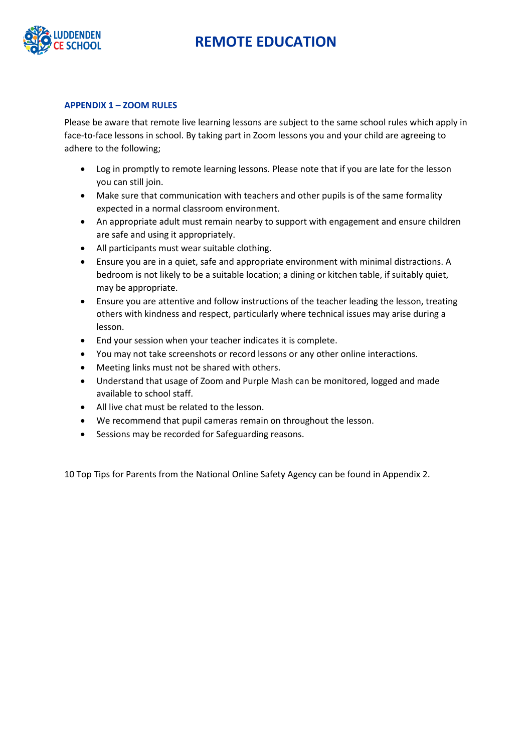## APPENDIX 1 – ZOOM RULES

Please be aware that remote live learning lessons are subject to the same school rules which apply in face-to-face lessons in school. By taking part in Zoom lessons you and your child are agreeing to adhere to the following;

- Log in promptly to remote learning lessons. Please note that if you are late for the lesson you can still join.
- Make sure that communication with teachers and other pupils is of the same formality expected in a normal classroom environment.
- An appropriate adult must remain nearby to support with engagement and ensure children are safe and using it appropriately.
- All participants must wear suitable clothing.
- Ensure you are in a quiet, safe and appropriate environment with minimal distractions. A bedroom is not likely to be a suitable location; a dining or kitchen table, if suitably quiet, may be appropriate.
- Ensure you are attentive and follow instructions of the teacher leading the lesson, treating others with kindness and respect, particularly where technical issues may arise during a lesson.
- End your session when your teacher indicates it is complete.
- You may not take screenshots or record lessons or any other online interactions.
- Meeting links must not be shared with others.
- Understand that usage of Zoom and Purple Mash can be monitored, logged and made available to school staff.
- All live chat must be related to the lesson.
- We recommend that pupil cameras remain on throughout the lesson.
- Sessions may be recorded for Safeguarding reasons.

10 Top Tips for Parents from the National Online Safety Agency can be found in Appendix 2.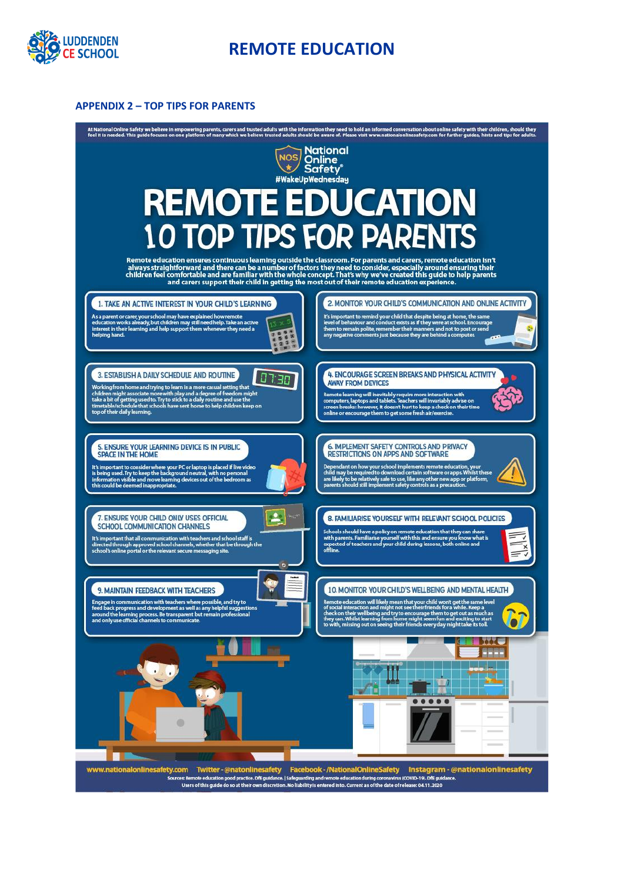# REMOTE EDUCATION

## APPENDIX 2 – TOP TIPS FOR PARENTS

At National Online Safety we believe in empowering parents, carers and trusted adults with the information they need to hold an informed conversation about online safety with their children, should they feel it is needed. This guide focuses on one platform of many which we believe trusted adults should be aware of. Please visit www.nationalonlinesafety.com for further guides, hints and tips for adults.

National Online Safety

#WakeUpWednesday

# REMOTE EDUCATION 10 TOP TIPS FOR PARENTS

Remote education ensures continuous learning outside the classroom. For parents and carers, remote education isn't always straightforward and there can be a number of factors they need to consider, especially around ensuring their children feel comfortable and are familiar with the whole concept. That's why we've created this guide to help parents and carers support their child in getting the most out of their remote education experience.

### 1. TAKE AN ACTIVE INTEREST IN YOUR CHILD'S LEARNING

As a parent or carer, your school may have explained how remote education works already, but children may still need help. Take an active interest in their learning and help support them whenever they need a helping hand.

### 2. MONITOR YOUR CHILD'S COMMUNICATION AND ONLINE ACTIVITY

It's important to remind your child that despite being at home, the same level of behaviour and conduct exists as if they were at school. Encourage them to remain polite, remember their manners and not to post or send any negative comments just because they are behind a computer.

### 3. ESTABLISH A DAILY SCHEDULE AND ROUTINE

Working from home and trying to learn in a more casual setting that children might associate more with play and a degree of freedom might take a bit of getting used to. Try to stick to a daily routine and use the timetable/schedule that schools have sent home to help children keep on top of their daily learning.

### 4. ENCOURAGE SCREEN BREAKS AND PHYSICAL ACTIVITY AWAY FROM DEVICES

Remote learning will inevitably require more interaction with computers, laptops and tablets. Teachers will invariably advise on screen breaks; however, it doesn't hurt to keep a check on their time online or encourage them to get some fresh air/exercise.

### 5. ENSURE YOUR LEARNING DEVICE IS IN PUBLIC SPACE IN THE HOME

It's important to consider where your PC or laptop is placed if live video is being used. Try to keep the background neutral, with no personal information visible and move learning devices out of the bedroom as this could be deemed inappropriate.

### 6. IMPLEMENT SAFETY CONTROLS AND PRIVACY RESTRICTIONS ON APPS AND SOFTWARE

Dependant on how your school implements remote education, your child may be required to download certain software or apps. Whilst these are likely to be relatively safe to use, like any other new app or platform, parents should still implement safety controls as a precaution.

### 7. ENSURE YOUR CHILD ONLY USES OFFICIAL SCHOOL COMMUNICATION CHANNELS

It's important that all communication with teachers and school staff is directed through approved school channels, whether that be through the school's online portal or the relevant secure messaging site.

### 8. FAMILIARISE YOURSELF WITH RELEVANT SCHOOL POLICIES

Schools should have a policy on remote education that they can share with parents. Familiarise yourself with this and ensure you know what is expected of teachers and your child during lessons, both online and offline.

### 9. MAINTAIN FEEDBACK WITH TEACHERS

Engage in communication with teachers where possible, and try to feed back progress and development as well as any helpful suggestions around the learning process. Be transparent but remain professional and only use official channels to communicate.

### 10. MONITOR YOUR CHILD'S WELLBEING AND MENTAL HEALTH

Remote education will likely mean that your child won't get the same level of social interaction and might not see their friends for a while. Keep a check on their wellbeing and try to encourage them to get out as much as they can. Whilst learning from home might seem fun and exciting to start with, missing out on seeing their friends every day might take its toll.

www.nationalonlinesafety.com Twitter - @natonlinesafety Facebook - /NationalOnlineSafety Instagram - @nationalonlinesafety

Sources: Remote education good practice. DfE guidance. | Safeguarding and remote education during coronavirus (COVID-19). DfE guidance.

Users of this guide do so at their own discretion. No liability is entered into. Current as of the date of release: 04.11.2020